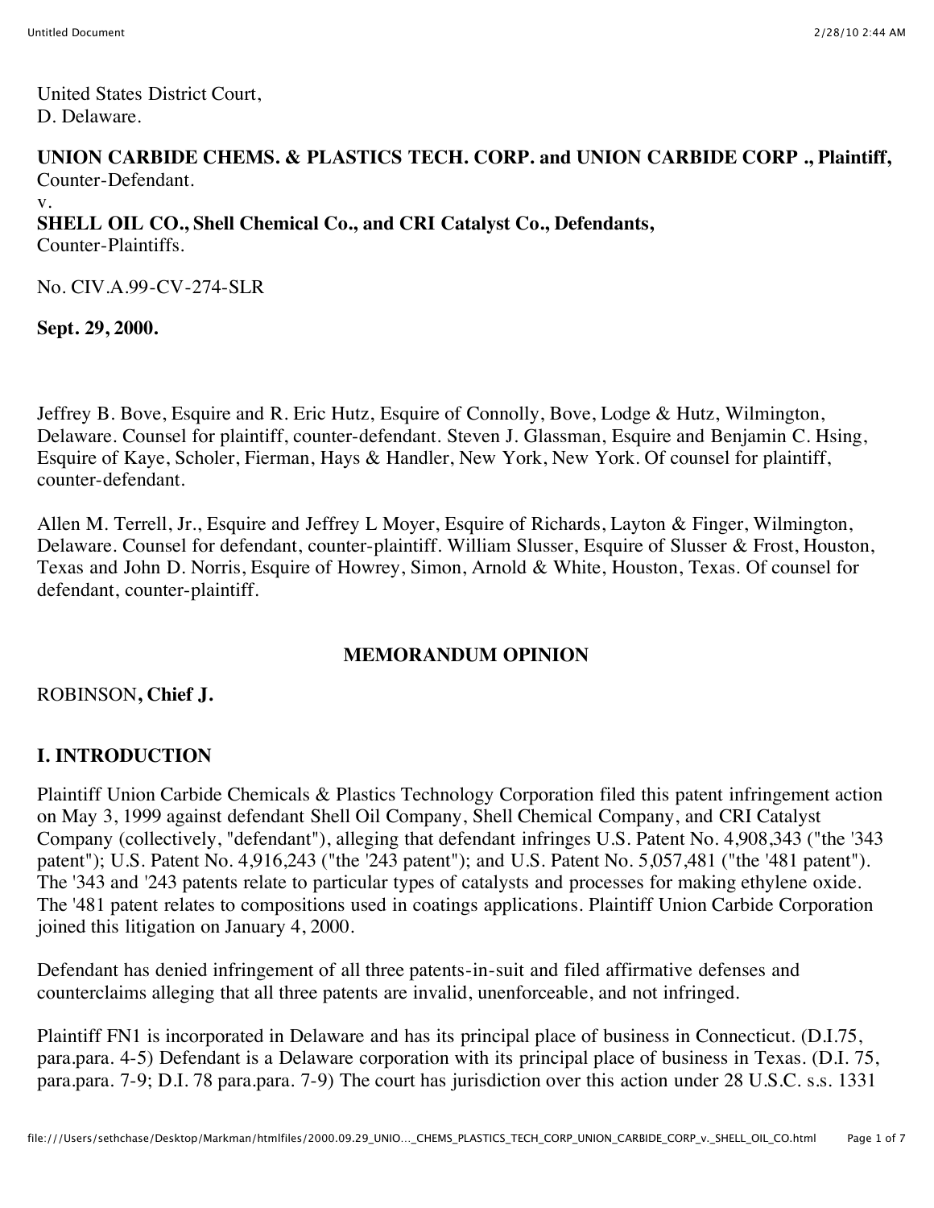United States District Court,
D. Delaware.

**UNION CARBIDE CHEMS. & PLASTICS TECH. CORP. and UNION CARBIDE CORP ., Plaintiff,** Counter-Defendant.
v.
**SHELL OIL CO., Shell Chemical Co., and CRI Catalyst Co., Defendants,** Counter-Plaintiffs.

No. CIV.A.99-CV-274-SLR

**Sept. 29, 2000.**

Jeffrey B. Bove, Esquire and R. Eric Hutz, Esquire of Connolly, Bove, Lodge & Hutz, Wilmington, Delaware. Counsel for plaintiff, counter-defendant. Steven J. Glassman, Esquire and Benjamin C. Hsing, Esquire of Kaye, Scholer, Fierman, Hays & Handler, New York, New York. Of counsel for plaintiff, counter-defendant.

Allen M. Terrell, Jr., Esquire and Jeffrey L Moyer, Esquire of Richards, Layton & Finger, Wilmington, Delaware. Counsel for defendant, counter-plaintiff. William Slusser, Esquire of Slusser & Frost, Houston, Texas and John D. Norris, Esquire of Howrey, Simon, Arnold & White, Houston, Texas. Of counsel for defendant, counter-plaintiff.

## MEMORANDUM OPINION

ROBINSON**, Chief J.**

## I. INTRODUCTION

Plaintiff Union Carbide Chemicals & Plastics Technology Corporation filed this patent infringement action on May 3, 1999 against defendant Shell Oil Company, Shell Chemical Company, and CRI Catalyst Company (collectively, "defendant"), alleging that defendant infringes U.S. Patent No. 4,908,343 ("the '343 patent"); U.S. Patent No. 4,916,243 ("the '243 patent"); and U.S. Patent No. 5,057,481 ("the '481 patent"). The '343 and '243 patents relate to particular types of catalysts and processes for making ethylene oxide. The '481 patent relates to compositions used in coatings applications. Plaintiff Union Carbide Corporation joined this litigation on January 4, 2000.

Defendant has denied infringement of all three patents-in-suit and filed affirmative defenses and counterclaims alleging that all three patents are invalid, unenforceable, and not infringed.

Plaintiff FN1 is incorporated in Delaware and has its principal place of business in Connecticut. (D.I.75, para.para. 4-5) Defendant is a Delaware corporation with its principal place of business in Texas. (D.I. 75, para.para. 7-9; D.I. 78 para.para. 7-9) The court has jurisdiction over this action under 28 U.S.C. s.s. 1331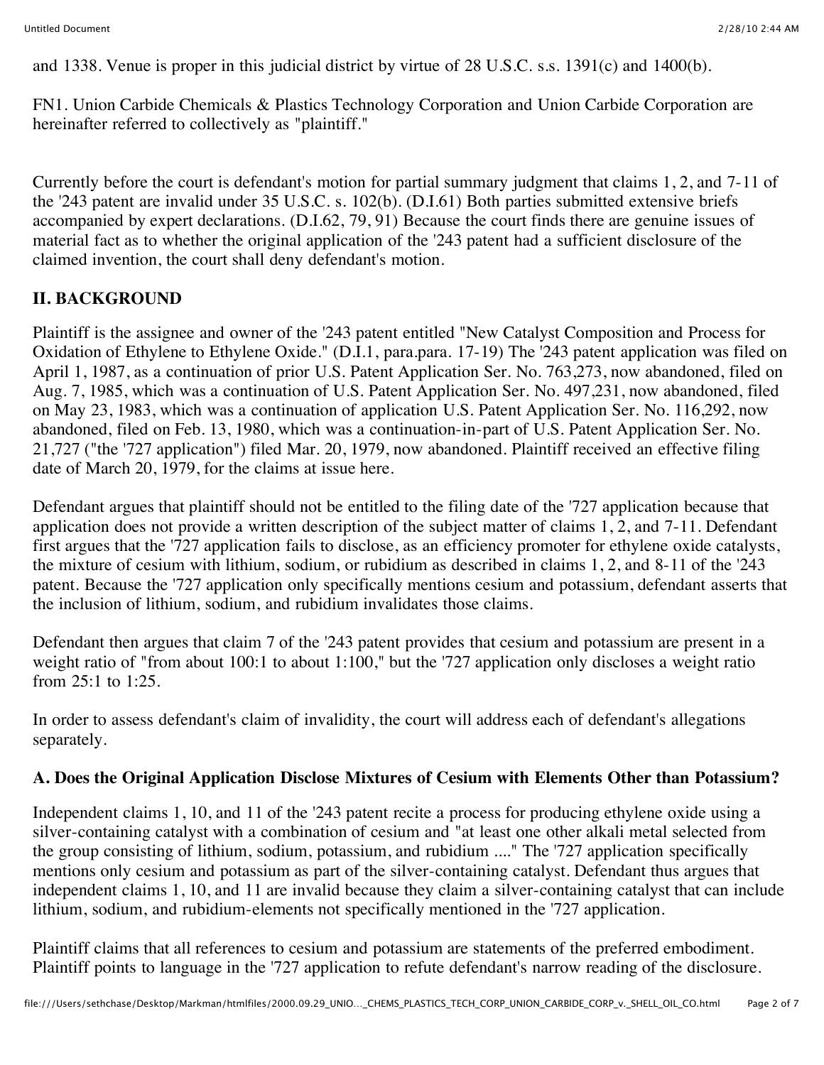and 1338. Venue is proper in this judicial district by virtue of 28 U.S.C. s.s. 1391(c) and 1400(b).

FN1. Union Carbide Chemicals & Plastics Technology Corporation and Union Carbide Corporation are hereinafter referred to collectively as "plaintiff."

Currently before the court is defendant's motion for partial summary judgment that claims 1, 2, and 7-11 of the '243 patent are invalid under 35 U.S.C. s. 102(b). (D.I.61) Both parties submitted extensive briefs accompanied by expert declarations. (D.I.62, 79, 91) Because the court finds there are genuine issues of material fact as to whether the original application of the '243 patent had a sufficient disclosure of the claimed invention, the court shall deny defendant's motion.

## II. BACKGROUND

Plaintiff is the assignee and owner of the '243 patent entitled "New Catalyst Composition and Process for Oxidation of Ethylene to Ethylene Oxide." (D.I.1, para.para. 17-19) The '243 patent application was filed on April 1, 1987, as a continuation of prior U.S. Patent Application Ser. No. 763,273, now abandoned, filed on Aug. 7, 1985, which was a continuation of U.S. Patent Application Ser. No. 497,231, now abandoned, filed on May 23, 1983, which was a continuation of application U.S. Patent Application Ser. No. 116,292, now abandoned, filed on Feb. 13, 1980, which was a continuation-in-part of U.S. Patent Application Ser. No. 21,727 ("the '727 application") filed Mar. 20, 1979, now abandoned. Plaintiff received an effective filing date of March 20, 1979, for the claims at issue here.

Defendant argues that plaintiff should not be entitled to the filing date of the '727 application because that application does not provide a written description of the subject matter of claims 1, 2, and 7-11. Defendant first argues that the '727 application fails to disclose, as an efficiency promoter for ethylene oxide catalysts, the mixture of cesium with lithium, sodium, or rubidium as described in claims 1, 2, and 8-11 of the '243 patent. Because the '727 application only specifically mentions cesium and potassium, defendant asserts that the inclusion of lithium, sodium, and rubidium invalidates those claims.

Defendant then argues that claim 7 of the '243 patent provides that cesium and potassium are present in a weight ratio of "from about 100:1 to about 1:100," but the '727 application only discloses a weight ratio from 25:1 to 1:25.

In order to assess defendant's claim of invalidity, the court will address each of defendant's allegations separately.

### A. Does the Original Application Disclose Mixtures of Cesium with Elements Other than Potassium?

Independent claims 1, 10, and 11 of the '243 patent recite a process for producing ethylene oxide using a silver-containing catalyst with a combination of cesium and "at least one other alkali metal selected from the group consisting of lithium, sodium, potassium, and rubidium ...." The '727 application specifically mentions only cesium and potassium as part of the silver-containing catalyst. Defendant thus argues that independent claims 1, 10, and 11 are invalid because they claim a silver-containing catalyst that can include lithium, sodium, and rubidium-elements not specifically mentioned in the '727 application.

Plaintiff claims that all references to cesium and potassium are statements of the preferred embodiment. Plaintiff points to language in the '727 application to refute defendant's narrow reading of the disclosure.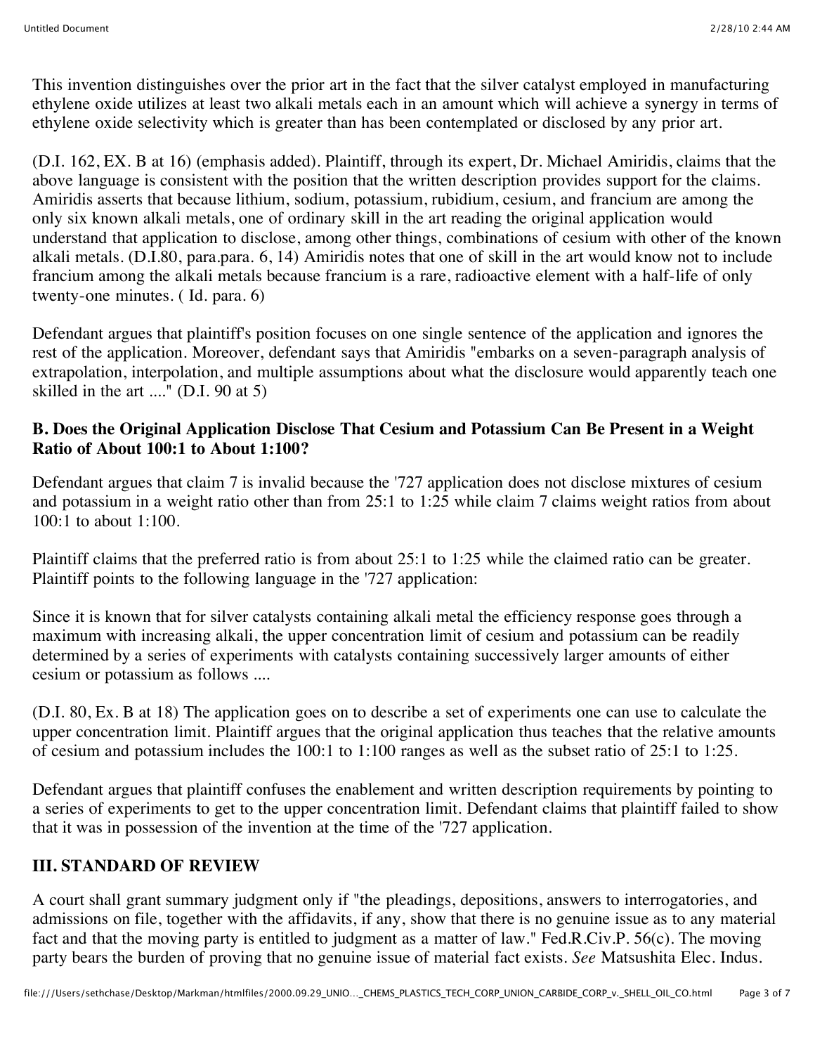This invention distinguishes over the prior art in the fact that the silver catalyst employed in manufacturing ethylene oxide utilizes at least two alkali metals each in an amount which will achieve a synergy in terms of ethylene oxide selectivity which is greater than has been contemplated or disclosed by any prior art.

(D.I. 162, EX. B at 16) (emphasis added). Plaintiff, through its expert, Dr. Michael Amiridis, claims that the above language is consistent with the position that the written description provides support for the claims. Amiridis asserts that because lithium, sodium, potassium, rubidium, cesium, and francium are among the only six known alkali metals, one of ordinary skill in the art reading the original application would understand that application to disclose, among other things, combinations of cesium with other of the known alkali metals. (D.I.80, para.para. 6, 14) Amiridis notes that one of skill in the art would know not to include francium among the alkali metals because francium is a rare, radioactive element with a half-life of only twenty-one minutes. ( Id. para. 6)

Defendant argues that plaintiff's position focuses on one single sentence of the application and ignores the rest of the application. Moreover, defendant says that Amiridis "embarks on a seven-paragraph analysis of extrapolation, interpolation, and multiple assumptions about what the disclosure would apparently teach one skilled in the art ...." (D.I. 90 at 5)

### B. Does the Original Application Disclose That Cesium and Potassium Can Be Present in a Weight Ratio of About 100:1 to About 1:100?

Defendant argues that claim 7 is invalid because the '727 application does not disclose mixtures of cesium and potassium in a weight ratio other than from 25:1 to 1:25 while claim 7 claims weight ratios from about 100:1 to about 1:100.

Plaintiff claims that the preferred ratio is from about 25:1 to 1:25 while the claimed ratio can be greater. Plaintiff points to the following language in the '727 application:

Since it is known that for silver catalysts containing alkali metal the efficiency response goes through a maximum with increasing alkali, the upper concentration limit of cesium and potassium can be readily determined by a series of experiments with catalysts containing successively larger amounts of either cesium or potassium as follows ....

(D.I. 80, Ex. B at 18) The application goes on to describe a set of experiments one can use to calculate the upper concentration limit. Plaintiff argues that the original application thus teaches that the relative amounts of cesium and potassium includes the 100:1 to 1:100 ranges as well as the subset ratio of 25:1 to 1:25.

Defendant argues that plaintiff confuses the enablement and written description requirements by pointing to a series of experiments to get to the upper concentration limit. Defendant claims that plaintiff failed to show that it was in possession of the invention at the time of the '727 application.

## III. STANDARD OF REVIEW

A court shall grant summary judgment only if "the pleadings, depositions, answers to interrogatories, and admissions on file, together with the affidavits, if any, show that there is no genuine issue as to any material fact and that the moving party is entitled to judgment as a matter of law." Fed.R.Civ.P. 56(c). The moving party bears the burden of proving that no genuine issue of material fact exists. *See* Matsushita Elec. Indus.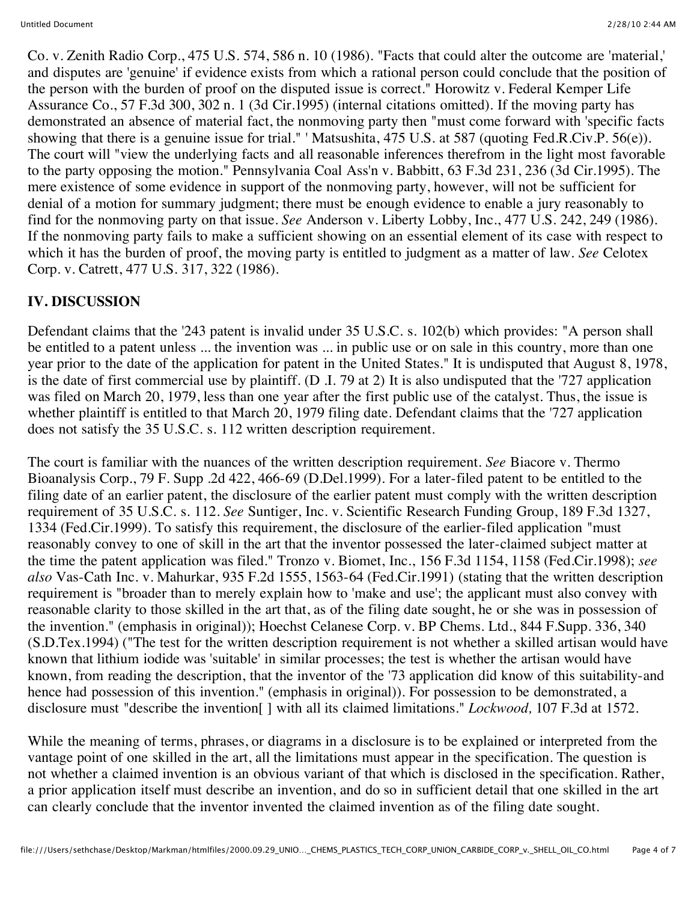Co. v. Zenith Radio Corp., 475 U.S. 574, 586 n. 10 (1986). "Facts that could alter the outcome are 'material,' and disputes are 'genuine' if evidence exists from which a rational person could conclude that the position of the person with the burden of proof on the disputed issue is correct." Horowitz v. Federal Kemper Life Assurance Co., 57 F.3d 300, 302 n. 1 (3d Cir.1995) (internal citations omitted). If the moving party has demonstrated an absence of material fact, the nonmoving party then "must come forward with 'specific facts showing that there is a genuine issue for trial." ' Matsushita, 475 U.S. at 587 (quoting Fed.R.Civ.P. 56(e)). The court will "view the underlying facts and all reasonable inferences therefrom in the light most favorable to the party opposing the motion." Pennsylvania Coal Ass'n v. Babbitt, 63 F.3d 231, 236 (3d Cir.1995). The mere existence of some evidence in support of the nonmoving party, however, will not be sufficient for denial of a motion for summary judgment; there must be enough evidence to enable a jury reasonably to find for the nonmoving party on that issue. *See* Anderson v. Liberty Lobby, Inc., 477 U.S. 242, 249 (1986). If the nonmoving party fails to make a sufficient showing on an essential element of its case with respect to which it has the burden of proof, the moving party is entitled to judgment as a matter of law. *See* Celotex Corp. v. Catrett, 477 U.S. 317, 322 (1986).

## IV. DISCUSSION

Defendant claims that the '243 patent is invalid under 35 U.S.C. s. 102(b) which provides: "A person shall be entitled to a patent unless ... the invention was ... in public use or on sale in this country, more than one year prior to the date of the application for patent in the United States." It is undisputed that August 8, 1978, is the date of first commercial use by plaintiff. (D .I. 79 at 2) It is also undisputed that the '727 application was filed on March 20, 1979, less than one year after the first public use of the catalyst. Thus, the issue is whether plaintiff is entitled to that March 20, 1979 filing date. Defendant claims that the '727 application does not satisfy the 35 U.S.C. s. 112 written description requirement.

The court is familiar with the nuances of the written description requirement. *See* Biacore v. Thermo Bioanalysis Corp., 79 F. Supp .2d 422, 466-69 (D.Del.1999). For a later-filed patent to be entitled to the filing date of an earlier patent, the disclosure of the earlier patent must comply with the written description requirement of 35 U.S.C. s. 112. *See* Suntiger, Inc. v. Scientific Research Funding Group, 189 F.3d 1327, 1334 (Fed.Cir.1999). To satisfy this requirement, the disclosure of the earlier-filed application "must reasonably convey to one of skill in the art that the inventor possessed the later-claimed subject matter at the time the patent application was filed." Tronzo v. Biomet, Inc., 156 F.3d 1154, 1158 (Fed.Cir.1998); *see also* Vas-Cath Inc. v. Mahurkar, 935 F.2d 1555, 1563-64 (Fed.Cir.1991) (stating that the written description requirement is "broader than to merely explain how to 'make and use'; the applicant must also convey with reasonable clarity to those skilled in the art that, as of the filing date sought, he or she was in possession of the invention." (emphasis in original)); Hoechst Celanese Corp. v. BP Chems. Ltd., 844 F.Supp. 336, 340 (S.D.Tex.1994) ("The test for the written description requirement is not whether a skilled artisan would have known that lithium iodide was 'suitable' in similar processes; the test is whether the artisan would have known, from reading the description, that the inventor of the '73 application did know of this suitability-and hence had possession of this invention." (emphasis in original)). For possession to be demonstrated, a disclosure must "describe the invention[ ] with all its claimed limitations." *Lockwood,* 107 F.3d at 1572.

While the meaning of terms, phrases, or diagrams in a disclosure is to be explained or interpreted from the vantage point of one skilled in the art, all the limitations must appear in the specification. The question is not whether a claimed invention is an obvious variant of that which is disclosed in the specification. Rather, a prior application itself must describe an invention, and do so in sufficient detail that one skilled in the art can clearly conclude that the inventor invented the claimed invention as of the filing date sought.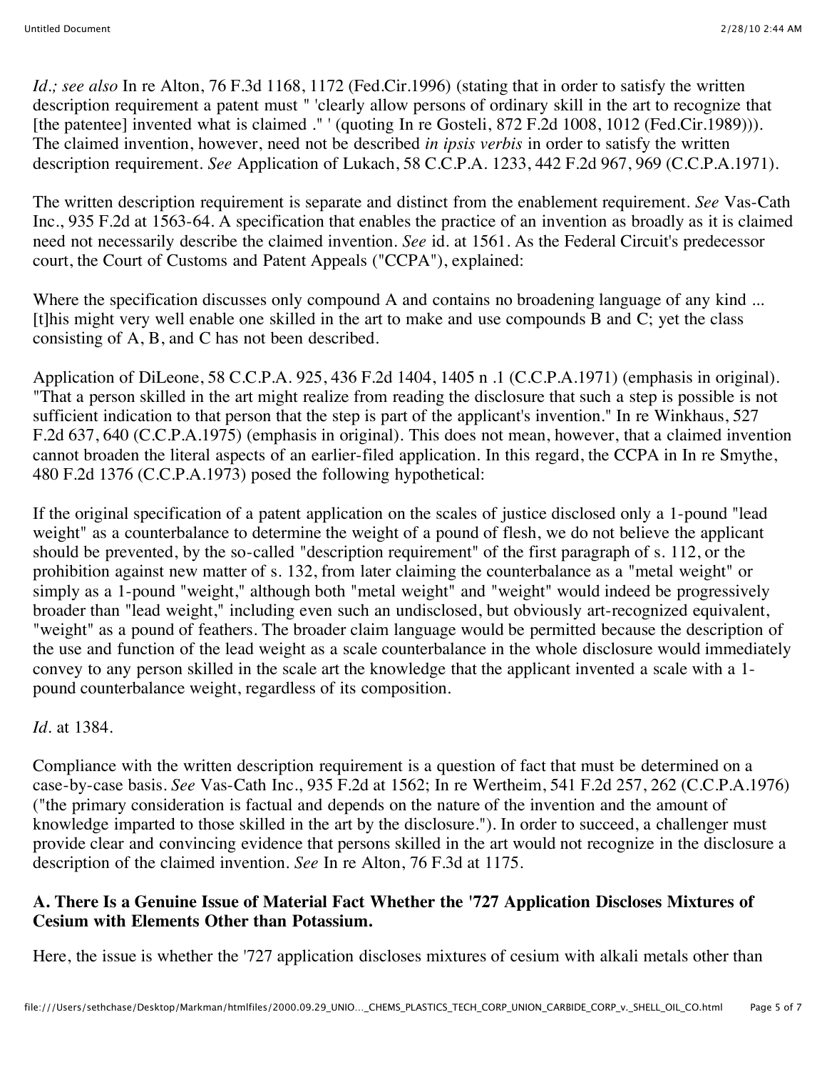*Id.; see also* In re Alton, 76 F.3d 1168, 1172 (Fed.Cir.1996) (stating that in order to satisfy the written description requirement a patent must " 'clearly allow persons of ordinary skill in the art to recognize that [the patentee] invented what is claimed ." ' (quoting In re Gosteli, 872 F.2d 1008, 1012 (Fed.Cir.1989))). The claimed invention, however, need not be described *in ipsis verbis* in order to satisfy the written description requirement. *See* Application of Lukach, 58 C.C.P.A. 1233, 442 F.2d 967, 969 (C.C.P.A.1971).

The written description requirement is separate and distinct from the enablement requirement. *See* Vas-Cath Inc., 935 F.2d at 1563-64. A specification that enables the practice of an invention as broadly as it is claimed need not necessarily describe the claimed invention. *See* id. at 1561. As the Federal Circuit's predecessor court, the Court of Customs and Patent Appeals ("CCPA"), explained:

Where the specification discusses only compound A and contains no broadening language of any kind ... [t]his might very well enable one skilled in the art to make and use compounds B and C; yet the class consisting of A, B, and C has not been described.

Application of DiLeone, 58 C.C.P.A. 925, 436 F.2d 1404, 1405 n .1 (C.C.P.A.1971) (emphasis in original). "That a person skilled in the art might realize from reading the disclosure that such a step is possible is not sufficient indication to that person that the step is part of the applicant's invention." In re Winkhaus, 527 F.2d 637, 640 (C.C.P.A.1975) (emphasis in original). This does not mean, however, that a claimed invention cannot broaden the literal aspects of an earlier-filed application. In this regard, the CCPA in In re Smythe, 480 F.2d 1376 (C.C.P.A.1973) posed the following hypothetical:

If the original specification of a patent application on the scales of justice disclosed only a 1-pound "lead weight" as a counterbalance to determine the weight of a pound of flesh, we do not believe the applicant should be prevented, by the so-called "description requirement" of the first paragraph of s. 112, or the prohibition against new matter of s. 132, from later claiming the counterbalance as a "metal weight" or simply as a 1-pound "weight," although both "metal weight" and "weight" would indeed be progressively broader than "lead weight," including even such an undisclosed, but obviously art-recognized equivalent, "weight" as a pound of feathers. The broader claim language would be permitted because the description of the use and function of the lead weight as a scale counterbalance in the whole disclosure would immediately convey to any person skilled in the scale art the knowledge that the applicant invented a scale with a 1-pound counterbalance weight, regardless of its composition.

*Id.* at 1384.

Compliance with the written description requirement is a question of fact that must be determined on a case-by-case basis. *See* Vas-Cath Inc., 935 F.2d at 1562; In re Wertheim, 541 F.2d 257, 262 (C.C.P.A.1976) ("the primary consideration is factual and depends on the nature of the invention and the amount of knowledge imparted to those skilled in the art by the disclosure."). In order to succeed, a challenger must provide clear and convincing evidence that persons skilled in the art would not recognize in the disclosure a description of the claimed invention. *See* In re Alton, 76 F.3d at 1175.

**A. There Is a Genuine Issue of Material Fact Whether the '727 Application Discloses Mixtures of Cesium with Elements Other than Potassium.**

Here, the issue is whether the '727 application discloses mixtures of cesium with alkali metals other than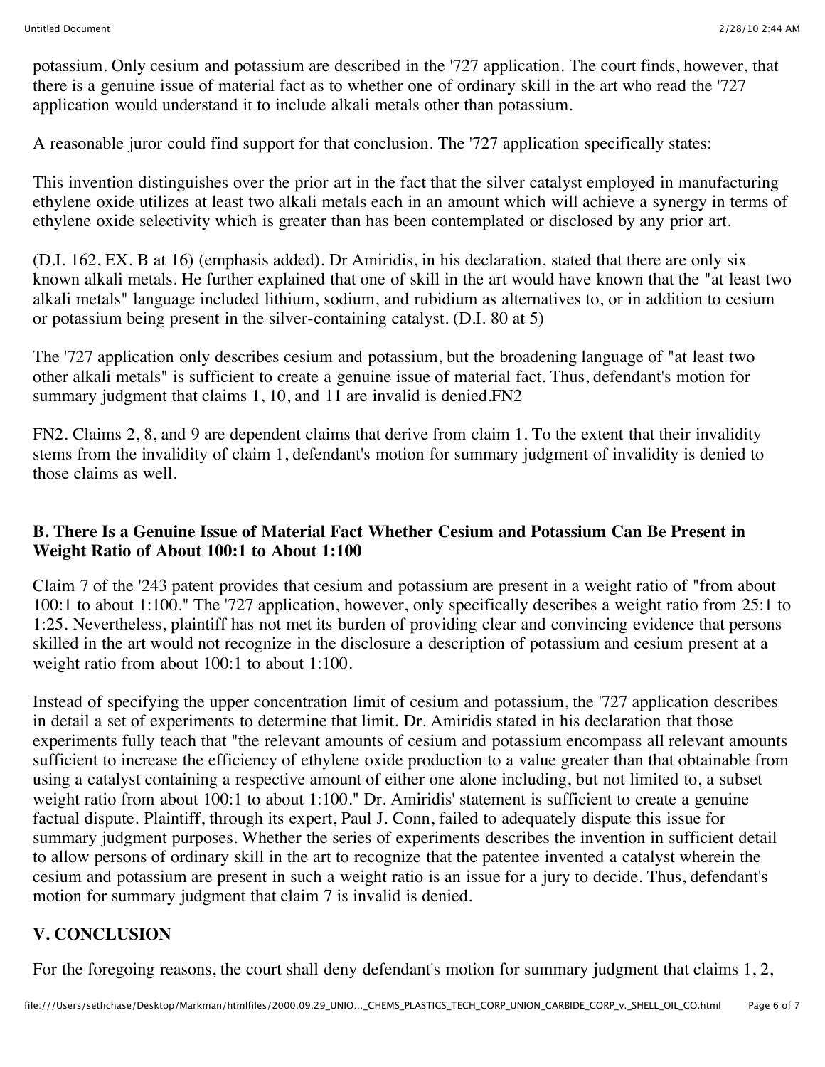potassium. Only cesium and potassium are described in the '727 application. The court finds, however, that there is a genuine issue of material fact as to whether one of ordinary skill in the art who read the '727 application would understand it to include alkali metals other than potassium.

A reasonable juror could find support for that conclusion. The '727 application specifically states:

This invention distinguishes over the prior art in the fact that the silver catalyst employed in manufacturing ethylene oxide utilizes at least two alkali metals each in an amount which will achieve a synergy in terms of ethylene oxide selectivity which is greater than has been contemplated or disclosed by any prior art.

(D.I. 162, EX. B at 16) (emphasis added). Dr Amiridis, in his declaration, stated that there are only six known alkali metals. He further explained that one of skill in the art would have known that the "at least two alkali metals" language included lithium, sodium, and rubidium as alternatives to, or in addition to cesium or potassium being present in the silver-containing catalyst. (D.I. 80 at 5)

The '727 application only describes cesium and potassium, but the broadening language of "at least two other alkali metals" is sufficient to create a genuine issue of material fact. Thus, defendant's motion for summary judgment that claims 1, 10, and 11 are invalid is denied.FN2

FN2. Claims 2, 8, and 9 are dependent claims that derive from claim 1. To the extent that their invalidity stems from the invalidity of claim 1, defendant's motion for summary judgment of invalidity is denied to those claims as well.

### B. There Is a Genuine Issue of Material Fact Whether Cesium and Potassium Can Be Present in Weight Ratio of About 100:1 to About 1:100

Claim 7 of the '243 patent provides that cesium and potassium are present in a weight ratio of "from about 100:1 to about 1:100." The '727 application, however, only specifically describes a weight ratio from 25:1 to 1:25. Nevertheless, plaintiff has not met its burden of providing clear and convincing evidence that persons skilled in the art would not recognize in the disclosure a description of potassium and cesium present at a weight ratio from about 100:1 to about 1:100.

Instead of specifying the upper concentration limit of cesium and potassium, the '727 application describes in detail a set of experiments to determine that limit. Dr. Amiridis stated in his declaration that those experiments fully teach that "the relevant amounts of cesium and potassium encompass all relevant amounts sufficient to increase the efficiency of ethylene oxide production to a value greater than that obtainable from using a catalyst containing a respective amount of either one alone including, but not limited to, a subset weight ratio from about 100:1 to about 1:100." Dr. Amiridis' statement is sufficient to create a genuine factual dispute. Plaintiff, through its expert, Paul J. Conn, failed to adequately dispute this issue for summary judgment purposes. Whether the series of experiments describes the invention in sufficient detail to allow persons of ordinary skill in the art to recognize that the patentee invented a catalyst wherein the cesium and potassium are present in such a weight ratio is an issue for a jury to decide. Thus, defendant's motion for summary judgment that claim 7 is invalid is denied.

## V. CONCLUSION

For the foregoing reasons, the court shall deny defendant's motion for summary judgment that claims 1, 2,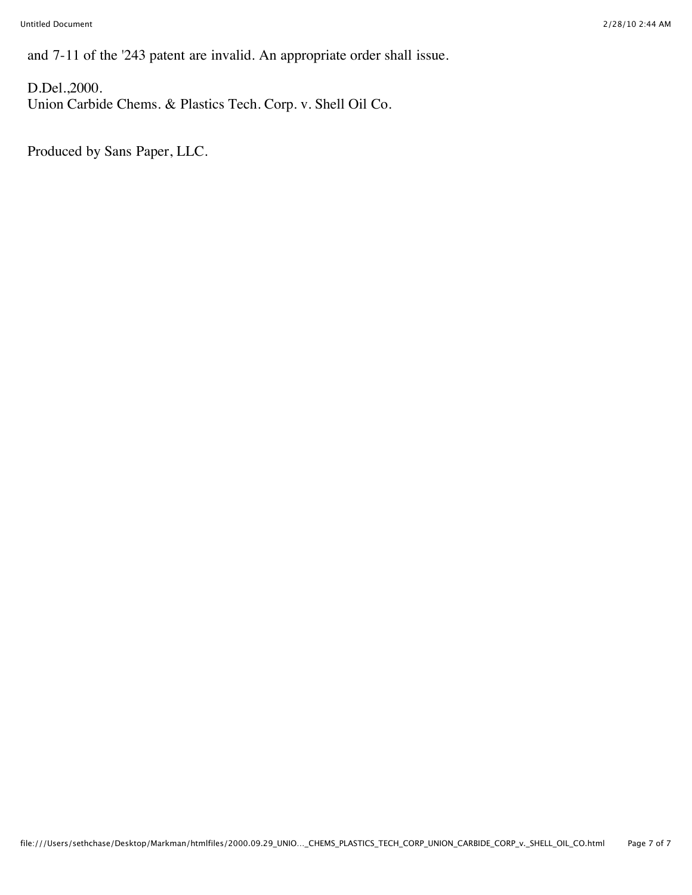and 7-11 of the '243 patent are invalid. An appropriate order shall issue.

D.Del.,2000.
Union Carbide Chems. & Plastics Tech. Corp. v. Shell Oil Co.

Produced by Sans Paper, LLC.